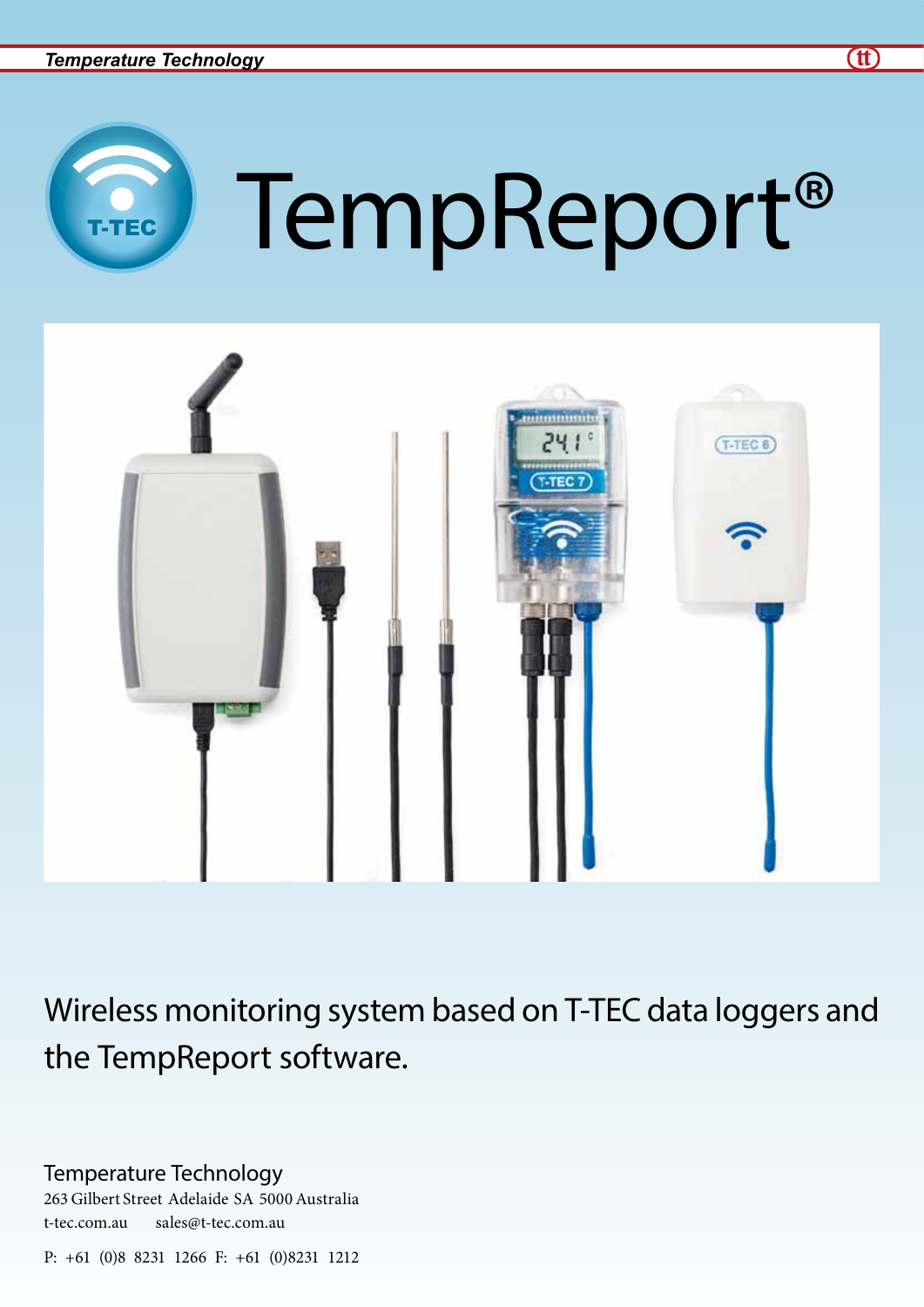# TempReport®

Wireless monitoring system based on T-TEC data loggers and the TempReport software.

Temperature Technology
263 Gilbert Street Adelaide SA 5000 Australia
t-tec.com.au sales@t-tec.com.au

P: +61 (0)8 8231 1266 F: +61 (0)8231 1212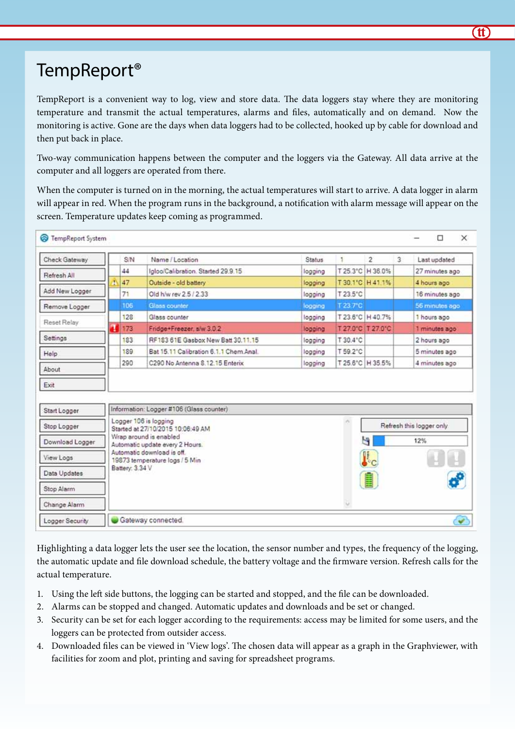# TempReport®

TempReport is a convenient way to log, view and store data. The data loggers stay where they are monitoring temperature and transmit the actual temperatures, alarms and files, automatically and on demand. Now the monitoring is active. Gone are the days when data loggers had to be collected, hooked up by cable for download and then put back in place.

Two-way communication happens between the computer and the loggers via the Gateway. All data arrive at the computer and all loggers are operated from there.

When the computer is turned on in the morning, the actual temperatures will start to arrive. A data logger in alarm will appear in red. When the program runs in the background, a notification with alarm message will appear on the screen. Temperature updates keep coming as programmed.

Highlighting a data logger lets the user see the location, the sensor number and types, the frequency of the logging, the automatic update and file download schedule, the battery voltage and the firmware version. Refresh calls for the actual temperature.

1. Using the left side buttons, the logging can be started and stopped, and the file can be downloaded.
2. Alarms can be stopped and changed. Automatic updates and downloads and be set or changed.
3. Security can be set for each logger according to the requirements: access may be limited for some users, and the loggers can be protected from outsider access.
4. Downloaded files can be viewed in 'View logs'. The chosen data will appear as a graph in the Graphviewer, with facilities for zoom and plot, printing and saving for spreadsheet programs.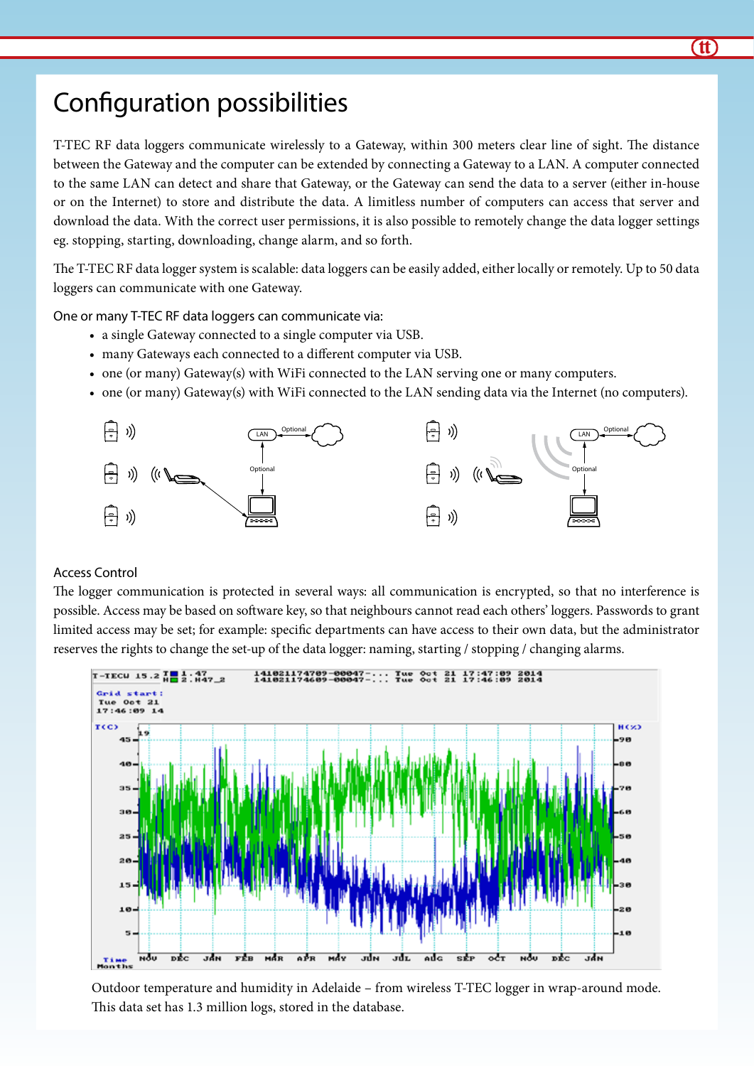# Configuration possibilities

T-TEC RF data loggers communicate wirelessly to a Gateway, within 300 meters clear line of sight. The distance between the Gateway and the computer can be extended by connecting a Gateway to a LAN. A computer connected to the same LAN can detect and share that Gateway, or the Gateway can send the data to a server (either in-house or on the Internet) to store and distribute the data. A limitless number of computers can access that server and download the data. With the correct user permissions, it is also possible to remotely change the data logger settings eg. stopping, starting, downloading, change alarm, and so forth.

The T-TEC RF data logger system is scalable: data loggers can be easily added, either locally or remotely. Up to 50 data loggers can communicate with one Gateway.

One or many T-TEC RF data loggers can communicate via:

- a single Gateway connected to a single computer via USB.
- many Gateways each connected to a different computer via USB.
- one (or many) Gateway(s) with WiFi connected to the LAN serving one or many computers.
- one (or many) Gateway(s) with WiFi connected to the LAN sending data via the Internet (no computers).

### Access Control

The logger communication is protected in several ways: all communication is encrypted, so that no interference is possible. Access may be based on software key, so that neighbours cannot read each others' loggers. Passwords to grant limited access may be set; for example: specific departments can have access to their own data, but the administrator reserves the rights to change the set-up of the data logger: naming, starting / stopping / changing alarms.

Outdoor temperature and humidity in Adelaide – from wireless T-TEC logger in wrap-around mode. This data set has 1.3 million logs, stored in the database.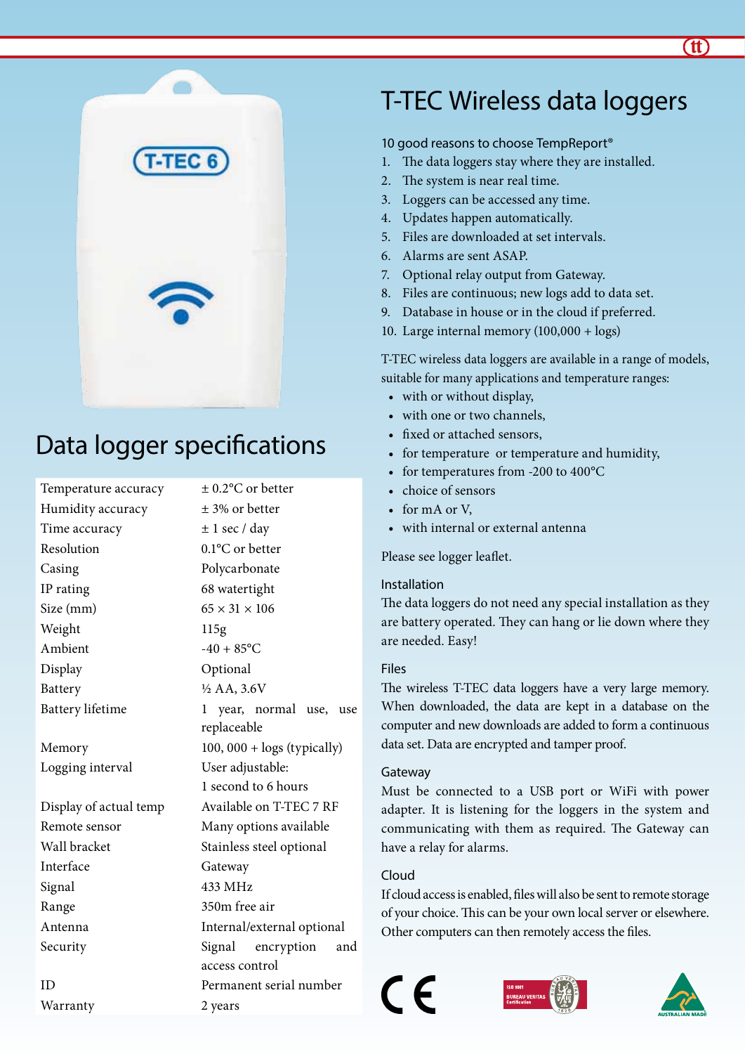# T-TEC Wireless data loggers

10 good reasons to choose TempReport®

1. The data loggers stay where they are installed.
2. The system is near real time.
3. Loggers can be accessed any time.
4. Updates happen automatically.
5. Files are downloaded at set intervals.
6. Alarms are sent ASAP.
7. Optional relay output from Gateway.
8. Files are continuous; new logs add to data set.
9. Database in house or in the cloud if preferred.
10. Large internal memory (100,000 + logs)

T-TEC wireless data loggers are available in a range of models, suitable for many applications and temperature ranges:

- with or without display,
- with one or two channels,
- fixed or attached sensors,
- for temperature or temperature and humidity,
- for temperatures from -200 to 400°C
- choice of sensors
- for mA or V,
- with internal or external antenna

Please see logger leaflet.

### Installation

The data loggers do not need any special installation as they are battery operated. They can hang or lie down where they are needed. Easy!

### Files

The wireless T-TEC data loggers have a very large memory. When downloaded, the data are kept in a database on the computer and new downloads are added to form a continuous data set. Data are encrypted and tamper proof.

### Gateway

Must be connected to a USB port or WiFi with power adapter. It is listening for the loggers in the system and communicating with them as required. The Gateway can have a relay for alarms.

### Cloud

If cloud access is enabled, files will also be sent to remote storage of your choice. This can be your own local server or elsewhere. Other computers can then remotely access the files.

## Data logger specifications

| | |
|---|---|
| Temperature accuracy | ± 0.2°C or better |
| Humidity accuracy | ± 3% or better |
| Time accuracy | ± 1 sec / day |
| Resolution | 0.1°C or better |
| Casing | Polycarbonate |
| IP rating | 68 watertight |
| Size (mm) | 65 × 31 × 106 |
| Weight | 115g |
| Ambient | -40 + 85°C |
| Display | Optional |
| Battery | ½ AA, 3.6V |
| Battery lifetime | 1 year, normal use, use replaceable |
| Memory | 100, 000 + logs (typically) |
| Logging interval | User adjustable: 1 second to 6 hours |
| Display of actual temp | Available on T-TEC 7 RF |
| Remote sensor | Many options available |
| Wall bracket | Stainless steel optional |
| Interface | Gateway |
| Signal | 433 MHz |
| Range | 350m free air |
| Antenna | Internal/external optional |
| Security | Signal encryption and access control |
| ID | Permanent serial number |
| Warranty | 2 years |